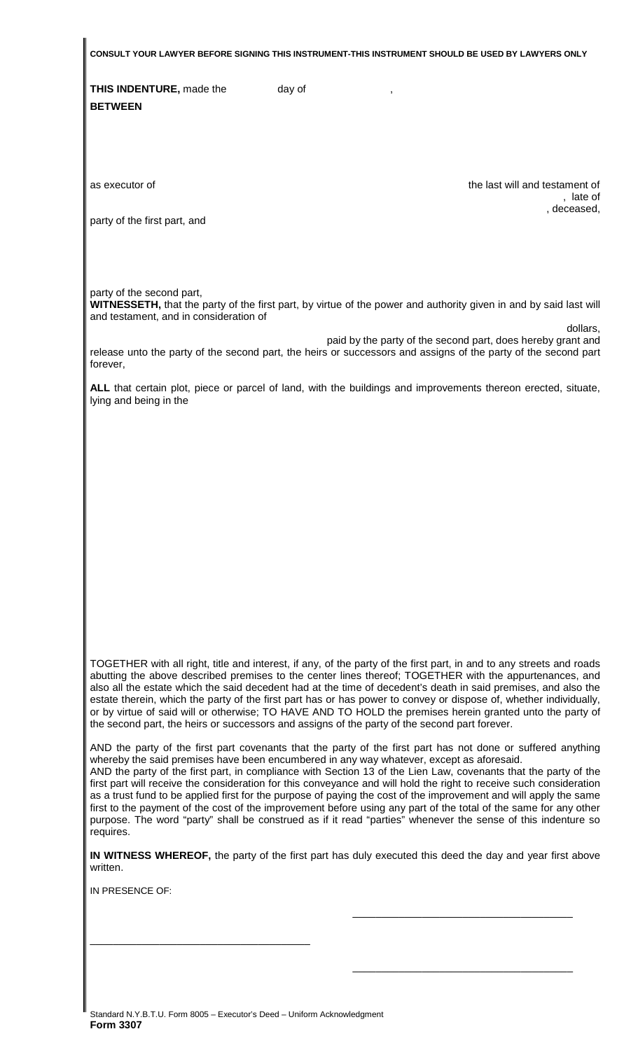**CONSULT YOUR LAWYER BEFORE SIGNING THIS INSTRUMENT-THIS INSTRUMENT SHOULD BE USED BY LAWYERS ONLY**

**THIS INDENTURE,** made the day of ,

**BETWEEN**

as executor of the last will and testament of , late of , deceased,

party of the first part, and

party of the second part,

**WITNESSETH,** that the party of the first part, by virtue of the power and authority given in and by said last will and testament, and in consideration of

dollars,

paid by the party of the second part, does hereby grant and release unto the party of the second part, the heirs or successors and assigns of the party of the second part forever,

**ALL** that certain plot, piece or parcel of land, with the buildings and improvements thereon erected, situate, lying and being in the

TOGETHER with all right, title and interest, if any, of the party of the first part, in and to any streets and roads abutting the above described premises to the center lines thereof; TOGETHER with the appurtenances, and also all the estate which the said decedent had at the time of decedent's death in said premises, and also the estate therein, which the party of the first part has or has power to convey or dispose of, whether individually, or by virtue of said will or otherwise; TO HAVE AND TO HOLD the premises herein granted unto the party of the second part, the heirs or successors and assigns of the party of the second part forever.

AND the party of the first part covenants that the party of the first part has not done or suffered anything whereby the said premises have been encumbered in any way whatever, except as aforesaid.

AND the party of the first part, in compliance with Section 13 of the Lien Law, covenants that the party of the first part will receive the consideration for this conveyance and will hold the right to receive such consideration as a trust fund to be applied first for the purpose of paying the cost of the improvement and will apply the same first to the payment of the cost of the improvement before using any part of the total of the same for any other purpose. The word "party" shall be construed as if it read "parties" whenever the sense of this indenture so requires.

**IN WITNESS WHEREOF,** the party of the first part has duly executed this deed the day and year first above written.

IN PRESENCE OF:

\_\_\_\_\_\_\_\_\_\_\_\_\_\_\_\_\_\_\_\_\_\_\_\_\_\_\_\_\_\_\_\_\_\_\_\_\_\_

\_\_\_\_\_\_\_\_\_\_\_\_\_\_\_\_\_\_\_\_\_\_\_\_\_\_\_\_\_\_\_\_\_\_\_\_\_\_

\_\_\_\_\_\_\_\_\_\_\_\_\_\_\_\_\_\_\_\_\_\_\_\_\_\_\_\_\_\_\_\_\_\_\_\_\_\_

Standard N.Y.B.T.U. Form 8005 – Executor's Deed – Uniform Acknowledgment

**Form 3307**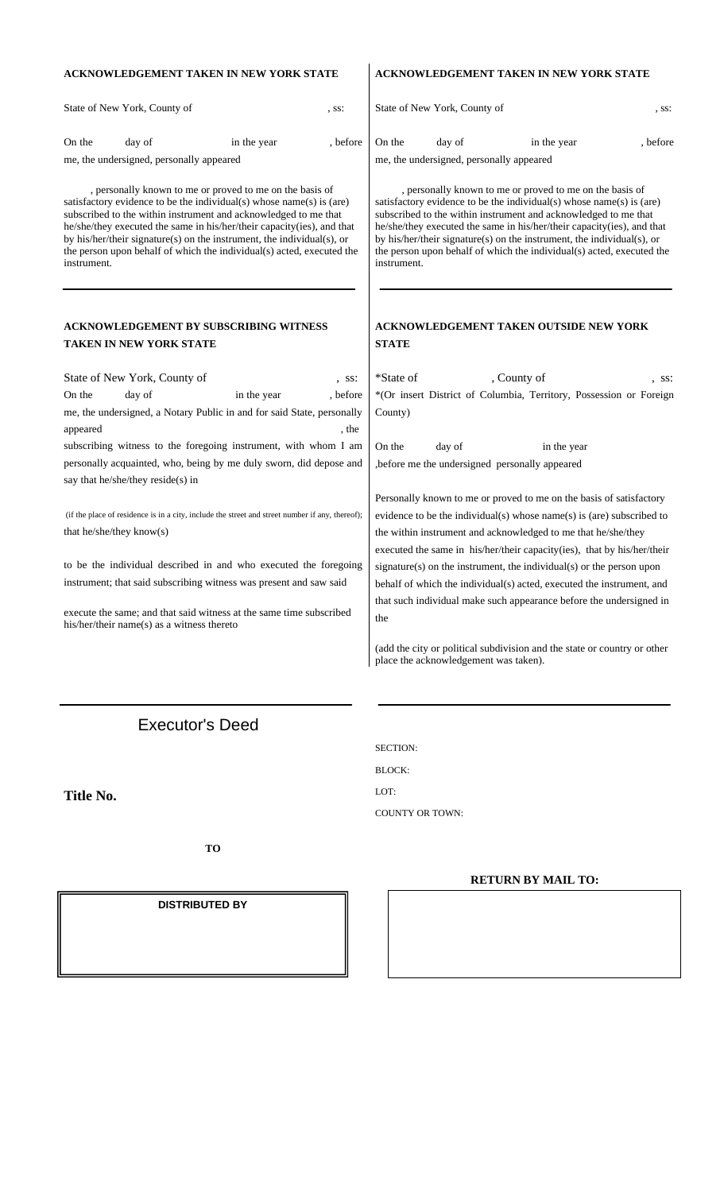**ACKNOWLEDGEMENT TAKEN IN NEW YORK STATE**

State of New York, County of , ss:

On the day of in the year , before me, the undersigned, personally appeared

, personally known to me or proved to me on the basis of satisfactory evidence to be the individual(s) whose name(s) is (are) subscribed to the within instrument and acknowledged to me that he/she/they executed the same in his/her/their capacity(ies), and that by his/her/their signature(s) on the instrument, the individual(s), or the person upon behalf of which the individual(s) acted, executed the instrument.

**ACKNOWLEDGEMENT TAKEN IN NEW YORK STATE**

State of New York, County of , ss:

On the day of in the year , before me, the undersigned, personally appeared

, personally known to me or proved to me on the basis of satisfactory evidence to be the individual(s) whose name(s) is (are) subscribed to the within instrument and acknowledged to me that he/she/they executed the same in his/her/their capacity(ies), and that by his/her/their signature(s) on the instrument, the individual(s), or the person upon behalf of which the individual(s) acted, executed the instrument.

**ACKNOWLEDGEMENT BY SUBSCRIBING WITNESS TAKEN IN NEW YORK STATE**

State of New York, County of , ss:

On the day of in the year , before me, the undersigned, a Notary Public in and for said State, personally appeared , the subscribing witness to the foregoing instrument, with whom I am personally acquainted, who, being by me duly sworn, did depose and say that he/she/they reside(s) in

(if the place of residence is in a city, include the street and street number if any, thereof); that he/she/they know(s)

to be the individual described in and who executed the foregoing instrument; that said subscribing witness was present and saw said

execute the same; and that said witness at the same time subscribed his/her/their name(s) as a witness thereto

**ACKNOWLEDGEMENT TAKEN OUTSIDE NEW YORK STATE**

*State of , County of , ss:

*(Or insert District of Columbia, Territory, Possession or Foreign County)

On the day of in the year

,before me the undersigned personally appeared

Personally known to me or proved to me on the basis of satisfactory evidence to be the individual(s) whose name(s) is (are) subscribed to the within instrument and acknowledged to me that he/she/they executed the same in his/her/their capacity(ies), that by his/her/their signature(s) on the instrument, the individual(s) or the person upon behalf of which the individual(s) acted, executed the instrument, and that such individual make such appearance before the undersigned in the

(add the city or political subdivision and the state or country or other place the acknowledgement was taken).

## Executor's Deed

**Title No.**

**TO**

**DISTRIBUTED BY**

SECTION:

BLOCK:

LOT:

COUNTY OR TOWN:

**RETURN BY MAIL TO:**